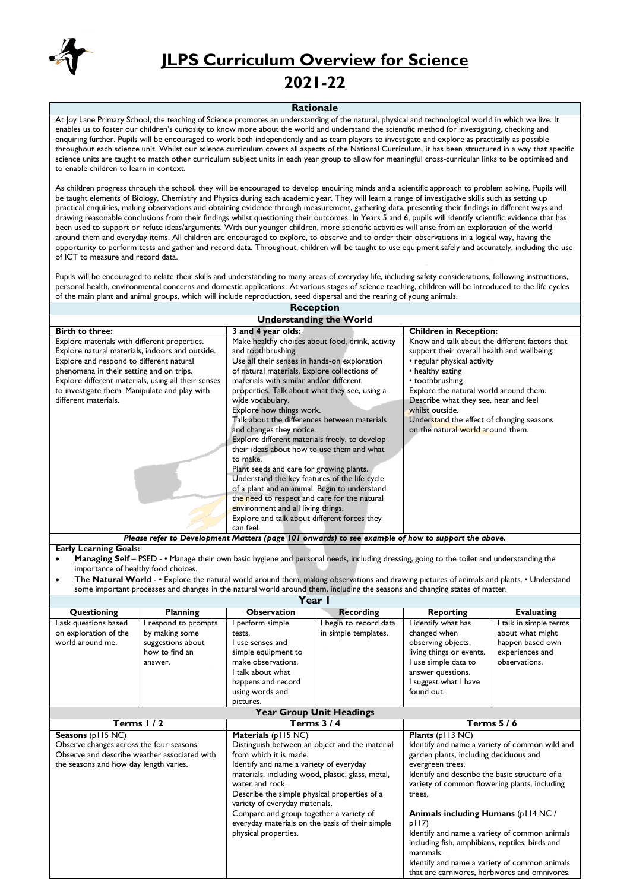# JLPS Curriculum Overview for Science

## 2021-22

### Rationale

At Joy Lane Primary School, the teaching of Science promotes an understanding of the natural, physical and technological world in which we live. It enables us to foster our children's curiosity to know more about the world and understand the scientific method for investigating, checking and enquiring further. Pupils will be encouraged to work both independently and as team players to investigate and explore as practically as possible throughout each science unit. Whilst our science curriculum covers all aspects of the National Curriculum, it has been structured in a way that specific science units are taught to match other curriculum subject units in each year group to allow for meaningful cross-curricular links to be optimised and to enable children to learn in context.

As children progress through the school, they will be encouraged to develop enquiring minds and a scientific approach to problem solving. Pupils will be taught elements of Biology, Chemistry and Physics during each academic year. They will learn a range of investigative skills such as setting up practical enquiries, making observations and obtaining evidence through measurement, gathering data, presenting their findings in different ways and drawing reasonable conclusions from their findings whilst questioning their outcomes. In Years 5 and 6, pupils will identify scientific evidence that has been used to support or refute ideas/arguments. With our younger children, more scientific activities will arise from an exploration of the world around them and everyday items. All children are encouraged to explore, to observe and to order their observations in a logical way, having the opportunity to perform tests and gather and record data. Throughout, children will be taught to use equipment safely and accurately, including the use of ICT to measure and record data.

Pupils will be encouraged to relate their skills and understanding to many areas of everyday life, including safety considerations, following instructions, personal health, environmental concerns and domestic applications. At various stages of science teaching, children will be introduced to the life cycles of the main plant and animal groups, which will include reproduction, seed dispersal and the rearing of young animals.

### Reception

#### Understanding the World

| Birth to three: | 3 and 4 year olds: | Children in Reception: |
|---|---|---|
| Explore materials with different properties.<br>Explore natural materials, indoors and outside.<br>Explore and respond to different natural phenomena in their setting and on trips.<br>Explore different materials, using all their senses to investigate them. Manipulate and play with different materials. | Make healthy choices about food, drink, activity and toothbrushing.<br>Use all their senses in hands-on exploration of natural materials. Explore collections of materials with similar and/or different properties. Talk about what they see, using a wide vocabulary.<br>Explore how things work.<br>Talk about the differences between materials and changes they notice.<br>Explore different materials freely, to develop their ideas about how to use them and what to make.<br>Plant seeds and care for growing plants.<br>Understand the key features of the life cycle of a plant and an animal. Begin to understand the need to respect and care for the natural environment and all living things.<br>Explore and talk about different forces they can feel. | Know and talk about the different factors that support their overall health and wellbeing:<br>• regular physical activity<br>• healthy eating<br>• toothbrushing<br>Explore the natural world around them.<br>Describe what they see, hear and feel whilst outside.<br>Understand the effect of changing seasons on the natural world around them. |

***Please refer to Development Matters (page 101 onwards) to see example of how to support the above.***

**Early Learning Goals:**

- **Managing Self** – PSED - • Manage their own basic hygiene and personal needs, including dressing, going to the toilet and understanding the importance of healthy food choices.
- **The Natural World** - • Explore the natural world around them, making observations and drawing pictures of animals and plants. • Understand some important processes and changes in the natural world around them, including the seasons and changing states of matter.

### Year 1

| Questioning | Planning | Observation | Recording | Reporting | Evaluating |
|---|---|---|---|---|---|
| I ask questions based on exploration of the world around me. | I respond to prompts by making some suggestions about how to find an answer. | I perform simple tests.<br>I use senses and simple equipment to make observations.<br>I talk about what happens and record using words and pictures. | I begin to record data in simple templates. | I identify what has changed when observing objects, living things or events.<br>I use simple data to answer questions.<br>I suggest what I have found out. | I talk in simple terms about what might happen based own experiences and observations. |

#### Year Group Unit Headings

| Terms 1 / 2 | Terms 3 / 4 | Terms 5 / 6 |
|---|---|---|
| **Seasons** (p115 NC)<br>Observe changes across the four seasons<br>Observe and describe weather associated with the seasons and how day length varies. | **Materials** (p115 NC)<br>Distinguish between an object and the material from which it is made.<br>Identify and name a variety of everyday materials, including wood, plastic, glass, metal, water and rock.<br>Describe the simple physical properties of a variety of everyday materials.<br>Compare and group together a variety of everyday materials on the basis of their simple physical properties. | **Plants** (p113 NC)<br>Identify and name a variety of common wild and garden plants, including deciduous and evergreen trees.<br>Identify and describe the basic structure of a variety of common flowering plants, including trees.<br><br>**Animals including Humans** (p114 NC / p117)<br>Identify and name a variety of common animals including fish, amphibians, reptiles, birds and mammals.<br>Identify and name a variety of common animals that are carnivores, herbivores and omnivores. |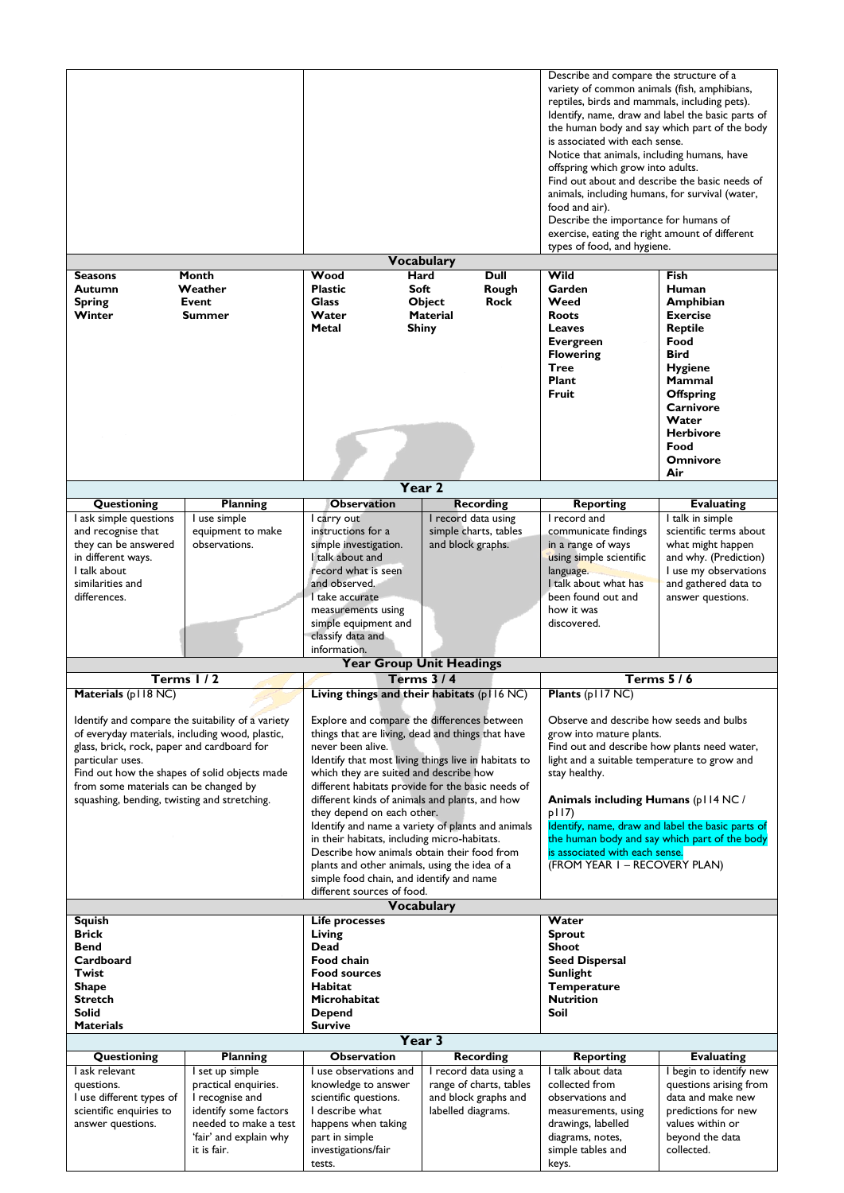| | | |
|---|---|---|
| | | Describe and compare the structure of a variety of common animals (fish, amphibians, reptiles, birds and mammals, including pets).<br>Identify, name, draw and label the basic parts of the human body and say which part of the body is associated with each sense.<br>Notice that animals, including humans, have offspring which grow into adults.<br>Find out about and describe the basic needs of animals, including humans, for survival (water, food and air).<br>Describe the importance for humans of exercise, eating the right amount of different types of food, and hygiene. |

**Vocabulary**

| | | | | | | |
|---|---|---|---|---|---|---|
| **Seasons**<br>**Autumn**<br>**Spring**<br>**Winter** | **Month**<br>**Weather**<br>**Event**<br>**Summer** | **Wood**<br>**Plastic**<br>**Glass**<br>**Water**<br>**Metal** | **Hard**<br>**Soft**<br>**Object**<br>**Material**<br>**Shiny** | **Dull**<br>**Rough**<br>**Rock** | **Wild**<br>**Garden**<br>**Weed**<br>**Roots**<br>**Leaves**<br>**Evergreen**<br>**Flowering**<br>**Tree**<br>**Plant**<br>**Fruit** | **Fish**<br>**Human**<br>**Amphibian**<br>**Exercise**<br>**Reptile**<br>**Food**<br>**Bird**<br>**Hygiene**<br>**Mammal**<br>**Offspring**<br>**Carnivore**<br>**Water**<br>**Herbivore**<br>**Food**<br>**Omnivore**<br>**Air** |

**Year 2**

| Questioning | Planning | Observation | Recording | Reporting | Evaluating |
|---|---|---|---|---|---|
| I ask simple questions and recognise that they can be answered in different ways.<br>I talk about similarities and differences. | I use simple equipment to make observations. | I carry out instructions for a simple investigation.<br>I talk about and record what is seen and observed.<br>I take accurate measurements using simple equipment and classify data and information. | I record data using simple charts, tables and block graphs. | I record and communicate findings in a range of ways using simple scientific language.<br>I talk about what has been found out and how it was discovered. | I talk in simple scientific terms about what might happen and why. (Prediction)<br>I use my observations and gathered data to answer questions. |

**Year Group Unit Headings**

| Terms 1 / 2 | Terms 3 / 4 | Terms 5 / 6 |
|---|---|---|
| **Materials** (p118 NC)<br><br>Identify and compare the suitability of a variety of everyday materials, including wood, plastic, glass, brick, rock, paper and cardboard for particular uses.<br>Find out how the shapes of solid objects made from some materials can be changed by squashing, bending, twisting and stretching. | **Living things and their habitats** (p116 NC)<br><br>Explore and compare the differences between things that are living, dead and things that have never been alive.<br>Identify that most living things live in habitats to which they are suited and describe how different habitats provide for the basic needs of different kinds of animals and plants, and how they depend on each other.<br>Identify and name a variety of plants and animals in their habitats, including micro-habitats.<br>Describe how animals obtain their food from plants and other animals, using the idea of a simple food chain, and identify and name different sources of food. | **Plants** (p117 NC)<br><br>Observe and describe how seeds and bulbs grow into mature plants.<br>Find out and describe how plants need water, light and a suitable temperature to grow and stay healthy.<br><br>**Animals including Humans** (p114 NC / p117)<br>Identify, name, draw and label the basic parts of the human body and say which part of the body is associated with each sense.<br>(FROM YEAR 1 – RECOVERY PLAN) |

**Vocabulary**

| | | |
|---|---|---|
| **Squish**<br>**Brick**<br>**Bend**<br>**Cardboard**<br>**Twist**<br>**Shape**<br>**Stretch**<br>**Solid**<br>**Materials** | **Life processes**<br>**Living**<br>**Dead**<br>**Food chain**<br>**Food sources**<br>**Habitat**<br>**Microhabitat**<br>**Depend**<br>**Survive** | **Water**<br>**Sprout**<br>**Shoot**<br>**Seed Dispersal**<br>**Sunlight**<br>**Temperature**<br>**Nutrition**<br>**Soil** |

**Year 3**

| Questioning | Planning | Observation | Recording | Reporting | Evaluating |
|---|---|---|---|---|---|
| I ask relevant questions.<br>I use different types of scientific enquiries to answer questions. | I set up simple practical enquiries.<br>I recognise and identify some factors needed to make a test 'fair' and explain why it is fair. | I use observations and knowledge to answer scientific questions.<br>I describe what happens when taking part in simple investigations/fair tests. | I record data using a range of charts, tables and block graphs and labelled diagrams. | I talk about data collected from observations and measurements, using drawings, labelled diagrams, notes, simple tables and keys. | I begin to identify new questions arising from data and make new predictions for new values within or beyond the data collected. |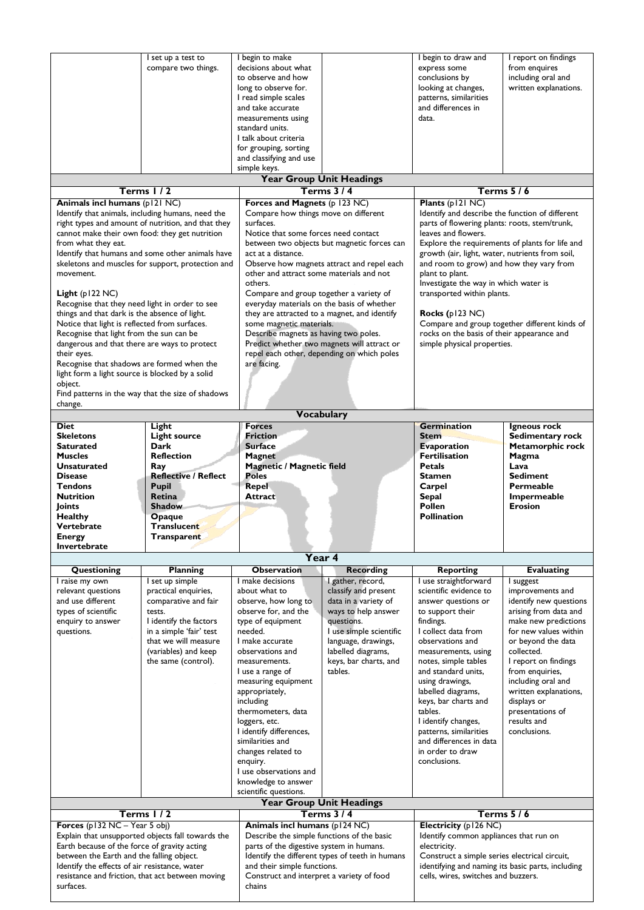| | | | | | |
|---|---|---|---|---|---|
| | I set up a test to compare two things. | I begin to make decisions about what to observe and how long to observe for. I read simple scales and take accurate measurements using standard units. I talk about criteria for grouping, sorting and classifying and use simple keys. | | I begin to draw and express some conclusions by looking at changes, patterns, similarities and differences in data. | I report on findings from enquires including oral and written explanations. |

**Year Group Unit Headings**

| Terms 1 / 2 | Terms 3 / 4 | Terms 5 / 6 |
|---|---|---|
| **Animals incl humans** (p121 NC)<br>Identify that animals, including humans, need the right types and amount of nutrition, and that they cannot make their own food: they get nutrition from what they eat.<br>Identify that humans and some other animals have skeletons and muscles for support, protection and movement.<br><br>**Light** (p122 NC)<br>Recognise that they need light in order to see things and that dark is the absence of light.<br>Notice that light is reflected from surfaces.<br>Recognise that light from the sun can be dangerous and that there are ways to protect their eyes.<br>Recognise that shadows are formed when the light form a light source is blocked by a solid object.<br>Find patterns in the way that the size of shadows change. | **Forces and Magnets** (p 123 NC)<br>Compare how things move on different surfaces.<br>Notice that some forces need contact between two objects but magnetic forces can act at a distance.<br>Observe how magnets attract and repel each other and attract some materials and not others.<br>Compare and group together a variety of everyday materials on the basis of whether they are attracted to a magnet, and identify some magnetic materials.<br>Describe magnets as having two poles.<br>Predict whether two magnets will attract or repel each other, depending on which poles are facing. | **Plants** (p121 NC)<br>Identify and describe the function of different parts of flowering plants: roots, stem/trunk, leaves and flowers.<br>Explore the requirements of plants for life and growth (air, light, water, nutrients from soil, and room to grow) and how they vary from plant to plant.<br>Investigate the way in which water is transported within plants.<br><br>**Rocks (**p123 NC)<br>Compare and group together different kinds of rocks on the basis of their appearance and simple physical properties. |

**Vocabulary**

| | | | | |
|---|---|---|---|---|
| **Diet**<br>**Skeletons**<br>**Saturated**<br>**Muscles**<br>**Unsaturated**<br>**Disease**<br>**Tendons**<br>**Nutrition**<br>**Joints**<br>**Healthy**<br>**Vertebrate**<br>**Energy**<br>**Invertebrate** | **Light**<br>**Light source**<br>**Dark**<br>**Reflection**<br>**Ray**<br>**Reflective / Reflect**<br>**Pupil**<br>**Retina**<br>**Shadow**<br>**Opaque**<br>**Translucent**<br>**Transparent** | **Forces**<br>**Friction**<br>**Surface**<br>**Magnet**<br>**Magnetic / Magnetic field**<br>**Poles**<br>**Repel**<br>**Attract** | **Germination**<br>**Stem**<br>**Evaporation**<br>**Fertilisation**<br>**Petals**<br>**Stamen**<br>**Carpel**<br>**Sepal**<br>**Pollen**<br>**Pollination** | **Igneous rock**<br>**Sedimentary rock**<br>**Metamorphic rock**<br>**Magma**<br>**Lava**<br>**Sediment**<br>**Permeable**<br>**Impermeable**<br>**Erosion** |

## Year 4

| Questioning | Planning | Observation | Recording | Reporting | Evaluating |
|---|---|---|---|---|---|
| I raise my own relevant questions and use different types of scientific enquiry to answer questions. | I set up simple practical enquiries, comparative and fair tests.<br>I identify the factors in a simple 'fair' test that we will measure (variables) and keep the same (control). | I make decisions about what to observe, how long to observe for, and the type of equipment needed.<br>I make accurate observations and measurements.<br>I use a range of measuring equipment appropriately, including thermometers, data loggers, etc.<br>I identify differences, similarities and changes related to enquiry.<br>I use observations and knowledge to answer scientific questions. | I gather, record, classify and present data in a variety of ways to help answer questions.<br>I use simple scientific language, drawings, labelled diagrams, keys, bar charts, and tables. | I use straightforward scientific evidence to answer questions or to support their findings.<br>I collect data from observations and measurements, using notes, simple tables and standard units, using drawings, labelled diagrams, keys, bar charts and tables.<br>I identify changes, patterns, similarities and differences in data in order to draw conclusions. | I suggest improvements and identify new questions arising from data and make new predictions for new values within or beyond the data collected.<br>I report on findings from enquiries, including oral and written explanations, displays or presentations of results and conclusions. |

**Year Group Unit Headings**

| Terms 1 / 2 | Terms 3 / 4 | Terms 5 / 6 |
|---|---|---|
| **Forces** (p132 NC – Year 5 obj)<br>Explain that unsupported objects fall towards the Earth because of the force of gravity acting between the Earth and the falling object.<br>Identify the effects of air resistance, water resistance and friction, that act between moving surfaces. | **Animals incl humans** (p124 NC)<br>Describe the simple functions of the basic parts of the digestive system in humans.<br>Identify the different types of teeth in humans and their simple functions.<br>Construct and interpret a variety of food chains | **Electricity** (p126 NC)<br>Identify common appliances that run on electricity.<br>Construct a simple series electrical circuit, identifying and naming its basic parts, including cells, wires, switches and buzzers. |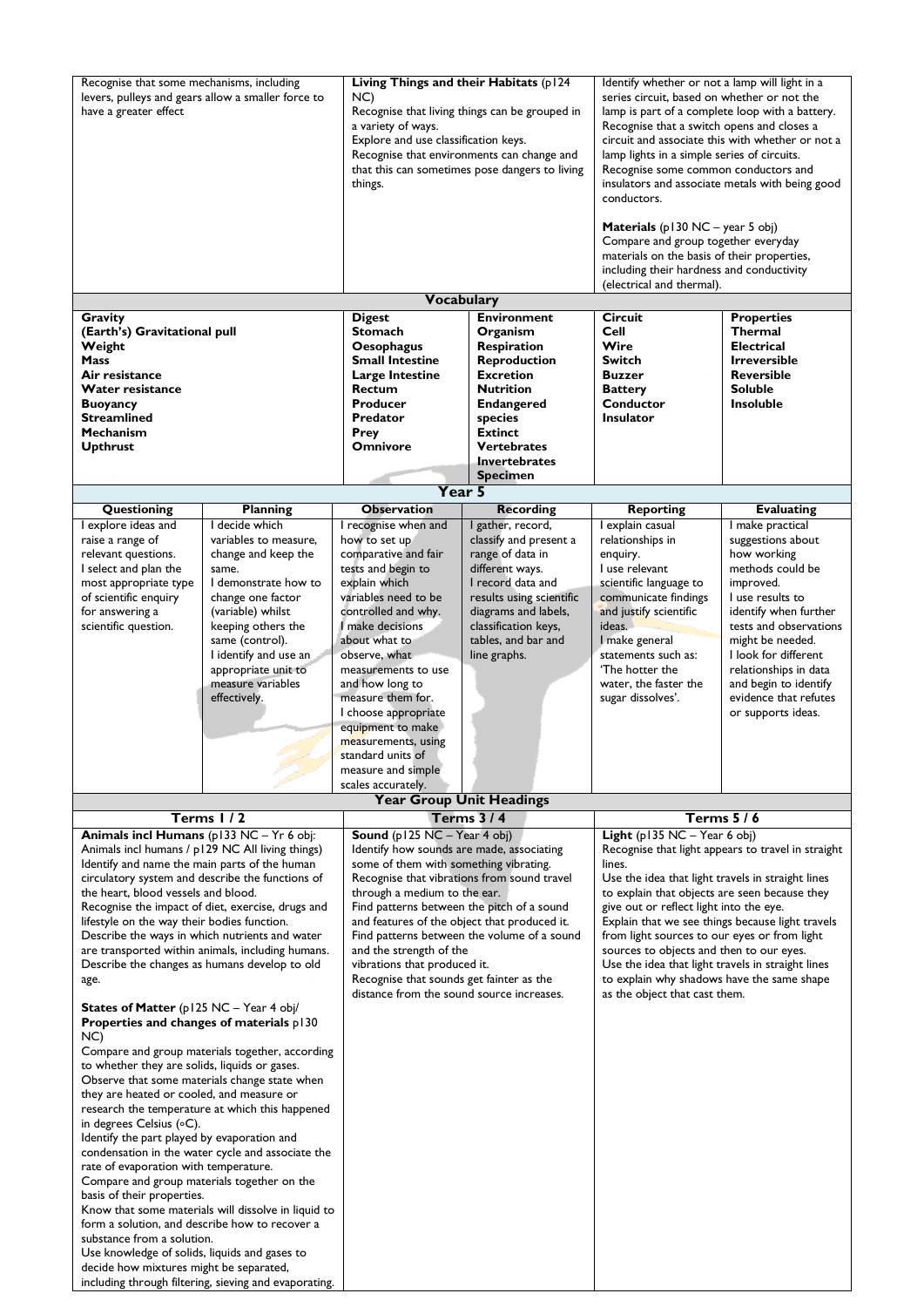| | | |
|---|---|---|
| Recognise that some mechanisms, including levers, pulleys and gears allow a smaller force to have a greater effect | **Living Things and their Habitats** (p124 NC)<br>Recognise that living things can be grouped in a variety of ways.<br>Explore and use classification keys.<br>Recognise that environments can change and that this can sometimes pose dangers to living things. | Identify whether or not a lamp will light in a series circuit, based on whether or not the lamp is part of a complete loop with a battery.<br>Recognise that a switch opens and closes a circuit and associate this with whether or not a lamp lights in a simple series of circuits.<br>Recognise some common conductors and insulators and associate metals with being good conductors.<br><br>**Materials** (p130 NC – year 5 obj)<br>Compare and group together everyday materials on the basis of their properties, including their hardness and conductivity (electrical and thermal). |

**Vocabulary**

| | | | | |
|---|---|---|---|---|
| **Gravity**<br>**(Earth's) Gravitational pull**<br>**Weight**<br>**Mass**<br>**Air resistance**<br>**Water resistance**<br>**Buoyancy**<br>**Streamlined**<br>**Mechanism**<br>**Upthrust** | **Digest**<br>**Stomach**<br>**Oesophagus**<br>**Small Intestine**<br>**Large Intestine**<br>**Rectum**<br>**Producer**<br>**Predator**<br>**Prey**<br>**Omnivore** | **Environment**<br>**Organism**<br>**Respiration**<br>**Reproduction**<br>**Excretion**<br>**Nutrition**<br>**Endangered species**<br>**Extinct**<br>**Vertebrates**<br>**Invertebrates**<br>**Specimen** | **Circuit**<br>**Cell**<br>**Wire**<br>**Switch**<br>**Buzzer**<br>**Battery**<br>**Conductor**<br>**Insulator** | **Properties**<br>**Thermal**<br>**Electrical**<br>**Irreversible**<br>**Reversible**<br>**Soluble**<br>**Insoluble** |

## Year 5

| Questioning | Planning | Observation | Recording | Reporting | Evaluating |
|---|---|---|---|---|---|
| I explore ideas and raise a range of relevant questions.<br>I select and plan the most appropriate type of scientific enquiry for answering a scientific question. | I decide which variables to measure, change and keep the same.<br>I demonstrate how to change one factor (variable) whilst keeping others the same (control).<br>I identify and use an appropriate unit to measure variables effectively. | I recognise when and how to set up comparative and fair tests and begin to explain which variables need to be controlled and why.<br>I make decisions about what to observe, what measurements to use and how long to measure them for.<br>I choose appropriate equipment to make measurements, using standard units of measure and simple scales accurately. | I gather, record, classify and present a range of data in different ways.<br>I record data and results using scientific diagrams and labels, classification keys, tables, and bar and line graphs. | I explain casual relationships in enquiry.<br>I use relevant scientific language to communicate findings and justify scientific ideas.<br>I make general statements such as: 'The hotter the water, the faster the sugar dissolves'. | I make practical suggestions about how working methods could be improved.<br>I use results to identify when further tests and observations might be needed.<br>I look for different relationships in data and begin to identify evidence that refutes or supports ideas. |

**Year Group Unit Headings**

| Terms 1 / 2 | Terms 3 / 4 | Terms 5 / 6 |
|---|---|---|
| **Animals incl Humans** (p133 NC – Yr 6 obj: Animals incl humans / p129 NC All living things)<br>Identify and name the main parts of the human circulatory system and describe the functions of the heart, blood vessels and blood.<br>Recognise the impact of diet, exercise, drugs and lifestyle on the way their bodies function.<br>Describe the ways in which nutrients and water are transported within animals, including humans.<br>Describe the changes as humans develop to old age.<br><br>**States of Matter** (p125 NC – Year 4 obj/ **Properties and changes of materials** p130 NC)<br>Compare and group materials together, according to whether they are solids, liquids or gases.<br>Observe that some materials change state when they are heated or cooled, and measure or research the temperature at which this happened in degrees Celsius (°C).<br>Identify the part played by evaporation and condensation in the water cycle and associate the rate of evaporation with temperature.<br>Compare and group materials together on the basis of their properties.<br>Know that some materials will dissolve in liquid to form a solution, and describe how to recover a substance from a solution.<br>Use knowledge of solids, liquids and gases to decide how mixtures might be separated, including through filtering, sieving and evaporating. | **Sound** (p125 NC – Year 4 obj)<br>Identify how sounds are made, associating some of them with something vibrating.<br>Recognise that vibrations from sound travel through a medium to the ear.<br>Find patterns between the pitch of a sound and features of the object that produced it.<br>Find patterns between the volume of a sound and the strength of the vibrations that produced it.<br>Recognise that sounds get fainter as the distance from the sound source increases. | **Light** (p135 NC – Year 6 obj)<br>Recognise that light appears to travel in straight lines.<br>Use the idea that light travels in straight lines to explain that objects are seen because they give out or reflect light into the eye.<br>Explain that we see things because light travels from light sources to our eyes or from light sources to objects and then to our eyes.<br>Use the idea that light travels in straight lines to explain why shadows have the same shape as the object that cast them. |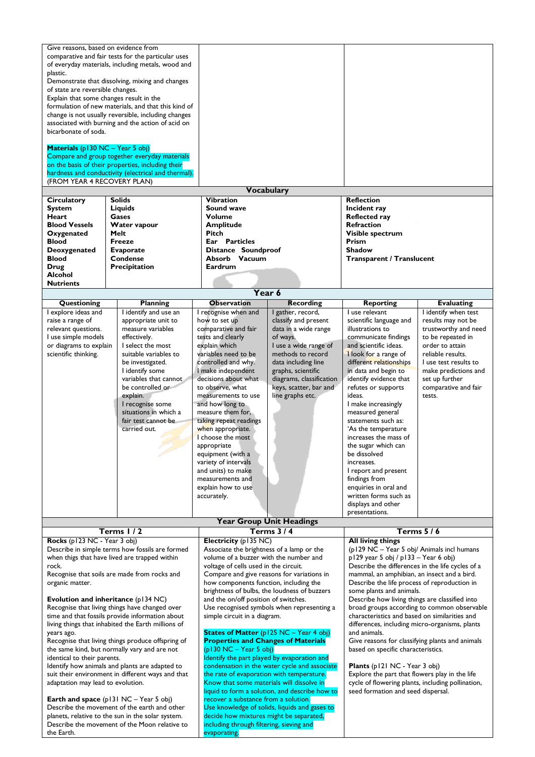| | | |
|---|---|---|
| Give reasons, based on evidence from comparative and fair tests for the particular uses of everyday materials, including metals, wood and plastic.<br>Demonstrate that dissolving, mixing and changes of state are reversible changes.<br>Explain that some changes result in the formulation of new materials, and that this kind of change is not usually reversible, including changes associated with burning and the action of acid on bicarbonate of soda.<br><br>**Materials** (p130 NC – Year 5 obj)<br>Compare and group together everyday materials on the basis of their properties, including their hardness and conductivity (electrical and thermal).<br>(FROM YEAR 4 RECOVERY PLAN) | | |

## Vocabulary

| | | | |
|---|---|---|---|
| **Circulatory System**<br>**Heart**<br>**Blood Vessels**<br>**Oxygenated Blood**<br>**Deoxygenated Blood**<br>**Drug**<br>**Alcohol**<br>**Nutrients** | **Solids**<br>**Liquids**<br>**Gases**<br>**Water vapour**<br>**Melt**<br>**Freeze**<br>**Evaporate**<br>**Condense**<br>**Precipitation** | **Vibration**<br>**Sound wave**<br>**Volume**<br>**Amplitude**<br>**Pitch**<br>**Ear Particles**<br>**Distance Soundproof**<br>**Absorb Vacuum**<br>**Eardrum** | **Reflection**<br>**Incident ray**<br>**Reflected ray**<br>**Refraction**<br>**Visible spectrum**<br>**Prism**<br>**Shadow**<br>**Transparent / Translucent** |

## Year 6

| Questioning | Planning | Observation | Recording | Reporting | Evaluating |
|---|---|---|---|---|---|
| I explore ideas and raise a range of relevant questions.<br>I use simple models or diagrams to explain scientific thinking. | I identify and use an appropriate unit to measure variables effectively.<br>I select the most suitable variables to be investigated.<br>I identify some variables that cannot be controlled or explain.<br>I recognise some situations in which a fair test cannot be carried out. | I recognise when and how to set up comparative and fair tests and clearly explain which variables need to be controlled and why.<br>I make independent decisions about what to observe, what measurements to use and how long to measure them for, taking repeat readings when appropriate.<br>I choose the most appropriate equipment (with a variety of intervals and units) to make measurements and explain how to use accurately. | I gather, record, classify and present data in a wide range of ways.<br>I use a wide range of data including line graphs, scientific diagrams, classification keys, scatter, bar and line graphs etc. | I use relevant scientific language and illustrations to communicate findings and scientific ideas.<br>I look for a range of different relationships in data and begin to identify evidence that refutes or supports ideas.<br>I make increasingly measured general statements such as: 'As the temperature increases the mass of the sugar which can be dissolved increases.<br>I report and present findings from enquiries in oral and written forms such as displays and other presentations. | I identify when test results may not be trustworthy and need to be repeated in order to attain reliable results.<br>I use test results to make predictions and set up further comparative and fair tests. |

## Year Group Unit Headings

| Terms 1 / 2 | Terms 3 / 4 | Terms 5 / 6 |
|---|---|---|
| **Rocks** (p123 NC - Year 3 obj)<br>Describe in simple terms how fossils are formed when thigs that have lived are trapped within rock.<br>Recognise that soils are made from rocks and organic matter.<br><br>**Evolution and inheritance** (p134 NC)<br>Recognise that living things have changed over time and that fossils provide information about living things that inhabited the Earth millions of years ago.<br>Recognise that living things produce offspring of the same kind, but normally vary and are not identical to their parents.<br>Identify how animals and plants are adapted to suit their environment in different ways and that adaptation may lead to evolution.<br><br>**Earth and space** (p131 NC – Year 5 obj)<br>Describe the movement of the earth and other planets, relative to the sun in the solar system.<br>Describe the movement of the Moon relative to the Earth. | **Electricity** (p135 NC)<br>Associate the brightness of a lamp or the volume of a buzzer with the number and voltage of cells used in the circuit.<br>Compare and give reasons for variations in how components function, including the brightness of bulbs, the loudness of buzzers and the on/off position of switches.<br>Use recognised symbols when representing a simple circuit in a diagram.<br><br>**States of Matter** (p125 NC – Year 4 obj)<br>**Properties and Changes of Materials** (p130 NC – Year 5 obj)<br>Identify the part played by evaporation and condensation in the water cycle and associate the rate of evaporation with temperature.<br>Know that some materials will dissolve in liquid to form a solution, and describe how to recover a substance from a solution.<br>Use knowledge of solids, liquids and gases to decide how mixtures might be separated, including through filtering, sieving and evaporating. | **All living things**<br>(p129 NC – Year 5 obj/ Animals incl humans p129 year 5 obj / p133 – Year 6 obj)<br>Describe the differences in the life cycles of a mammal, an amphibian, an insect and a bird.<br>Describe the life process of reproduction in some plants and animals.<br>Describe how living things are classified into broad groups according to common observable characteristics and based on similarities and differences, including micro-organisms, plants and animals.<br>Give reasons for classifying plants and animals based on specific characteristics.<br><br>**Plants** (p121 NC - Year 3 obj)<br>Explore the part that flowers play in the life cycle of flowering plants, including pollination, seed formation and seed dispersal. |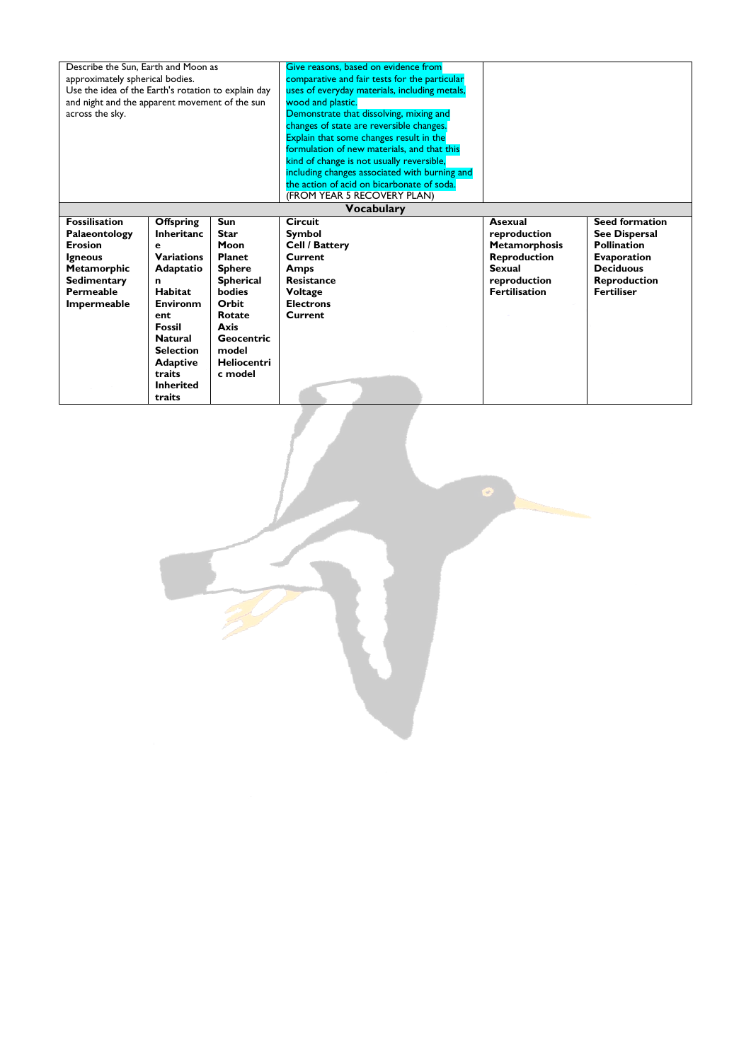| | | | | | |
|---|---|---|---|---|---|
| Describe the Sun, Earth and Moon as approximately spherical bodies.<br>Use the idea of the Earth's rotation to explain day and night and the apparent movement of the sun across the sky. | | | Give reasons, based on evidence from comparative and fair tests for the particular uses of everyday materials, including metals, wood and plastic.<br>Demonstrate that dissolving, mixing and changes of state are reversible changes.<br>Explain that some changes result in the formulation of new materials, and that this kind of change is not usually reversible, including changes associated with burning and the action of acid on bicarbonate of soda.<br>(FROM YEAR 5 RECOVERY PLAN) | | |
| **Vocabulary** | | | | | |
| **Fossilisation**<br>**Palaeontology**<br>**Erosion**<br>**Igneous**<br>**Metamorphic**<br>**Sedimentary**<br>**Permeable**<br>**Impermeable** | **Offspring**<br>**Inheritance**<br>**Variations**<br>**Adaptation**<br>**Habitat**<br>**Environment**<br>**Fossil**<br>**Natural Selection**<br>**Adaptive traits**<br>**Inherited traits** | **Sun**<br>**Star**<br>**Moon**<br>**Planet**<br>**Sphere**<br>**Spherical bodies**<br>**Orbit**<br>**Rotate**<br>**Axis**<br>**Geocentric model**<br>**Heliocentric model** | **Circuit**<br>**Symbol**<br>**Cell / Battery**<br>**Current**<br>**Amps**<br>**Resistance**<br>**Voltage**<br>**Electrons**<br>**Current** | **Asexual reproduction**<br>**Metamorphosis**<br>**Reproduction**<br>**Sexual reproduction**<br>**Fertilisation** | **Seed formation**<br>**See Dispersal**<br>**Pollination**<br>**Evaporation**<br>**Deciduous**<br>**Reproduction**<br>**Fertiliser** |